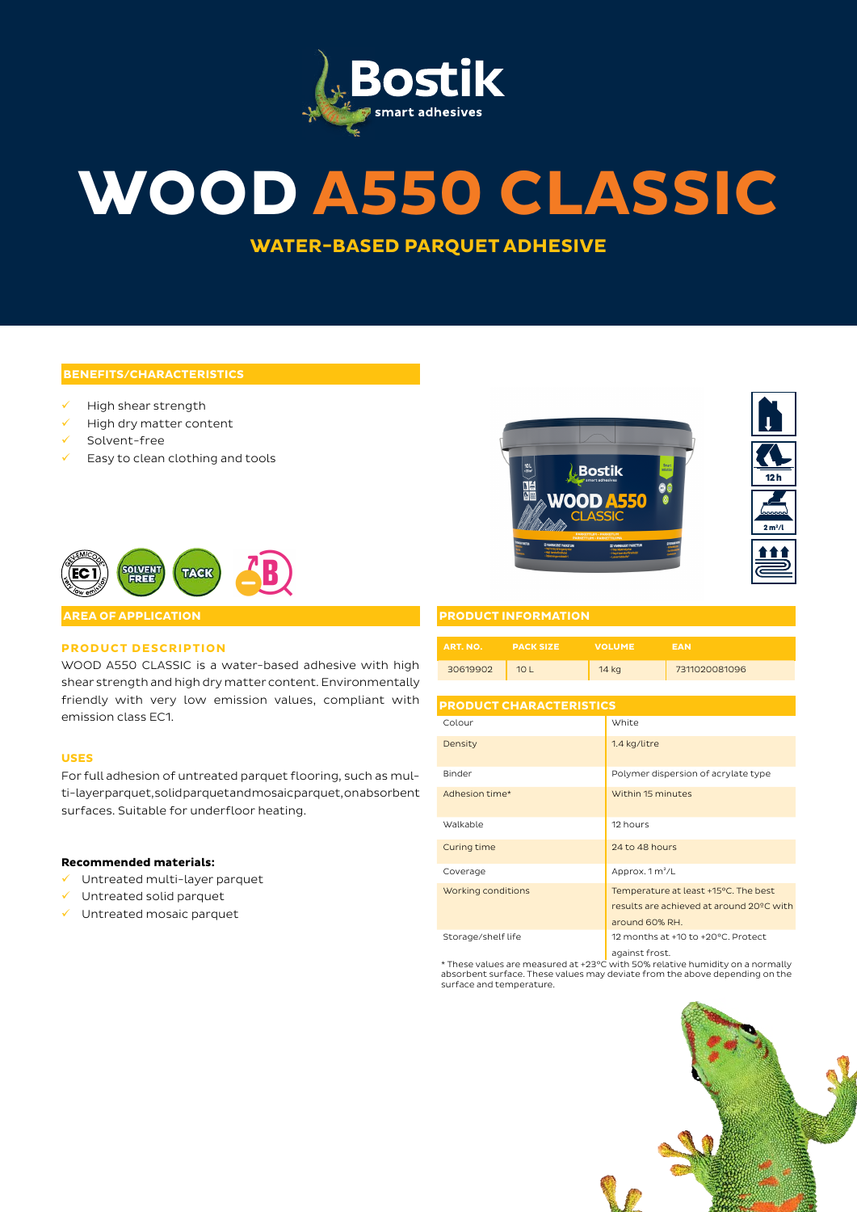# WOOD A550 CLASSIC

## WATER-BASED PARQUET ADHESIVE

### BENEFITS/CHARACTERISTICS

- High shear strength
- High dry matter content
- Solvent-free
- Easy to clean clothing and tools

### AREA OF APPLICATION

#### PRODUCT DESCRIPTION

WOOD A550 CLASSIC is a water-based adhesive with high shear strength and high dry matter content. Environmentally friendly with very low emission values, compliant with emission class EC1.

#### USES

For full adhesion of untreated parquet flooring, such as multi-layerparquet, solid parquet and mosaic parquet, on absorbent surfaces. Suitable for underfloor heating.

**Recommended materials:**

- Untreated multi-layer parquet
- Untreated solid parquet
- Untreated mosaic parquet

### PRODUCT INFORMATION

| ART. NO. | PACK SIZE | VOLUME | EAN |
|---|---|---|---|
| 30619902 | 10 L | 14 kg | 7311020081096 |

### PRODUCT CHARACTERISTICS

| | |
|---|---|
| Colour | White |
| Density | 1.4 kg/litre |
| Binder | Polymer dispersion of acrylate type |
| Adhesion time* | Within 15 minutes |
| Walkable | 12 hours |
| Curing time | 24 to 48 hours |
| Coverage | Approx. 1 m²/L |
| Working conditions | Temperature at least +15°C. The best results are achieved at around 20ºC with around 60% RH. |
| Storage/shelf life | 12 months at +10 to +20°C. Protect against frost. |

* These values are measured at +23°C with 50% relative humidity on a normally absorbent surface. These values may deviate from the above depending on the surface and temperature.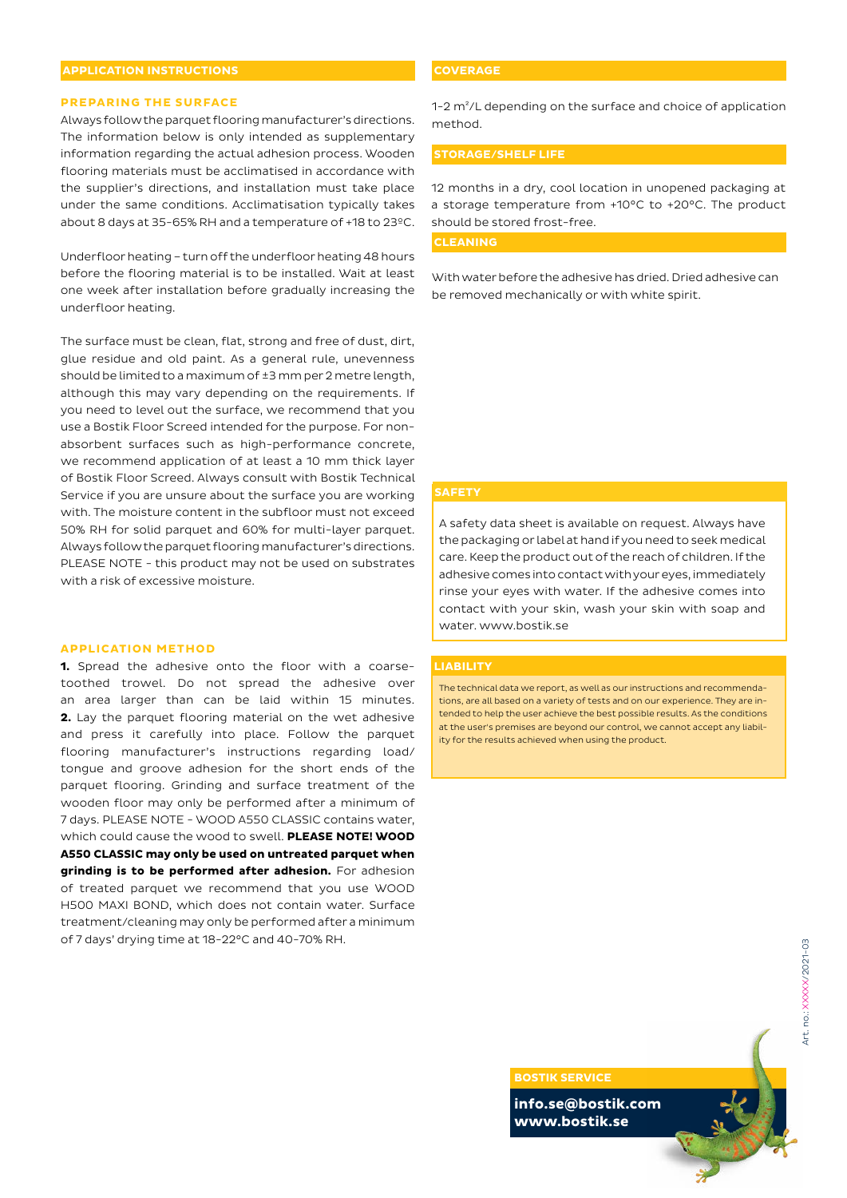## APPLICATION INSTRUCTIONS

### PREPARING THE SURFACE

Always follow the parquet flooring manufacturer's directions. The information below is only intended as supplementary information regarding the actual adhesion process. Wooden flooring materials must be acclimatised in accordance with the supplier's directions, and installation must take place under the same conditions. Acclimatisation typically takes about 8 days at 35-65% RH and a temperature of +18 to 23ºC.

Underfloor heating – turn off the underfloor heating 48 hours before the flooring material is to be installed. Wait at least one week after installation before gradually increasing the underfloor heating.

The surface must be clean, flat, strong and free of dust, dirt, glue residue and old paint. As a general rule, unevenness should be limited to a maximum of ±3 mm per 2 metre length, although this may vary depending on the requirements. If you need to level out the surface, we recommend that you use a Bostik Floor Screed intended for the purpose. For non-absorbent surfaces such as high-performance concrete, we recommend application of at least a 10 mm thick layer of Bostik Floor Screed. Always consult with Bostik Technical Service if you are unsure about the surface you are working with. The moisture content in the subfloor must not exceed 50% RH for solid parquet and 60% for multi-layer parquet. Always follow the parquet flooring manufacturer's directions. PLEASE NOTE - this product may not be used on substrates with a risk of excessive moisture.

### APPLICATION METHOD

**1.** Spread the adhesive onto the floor with a coarse-toothed trowel. Do not spread the adhesive over an area larger than can be laid within 15 minutes. **2.** Lay the parquet flooring material on the wet adhesive and press it carefully into place. Follow the parquet flooring manufacturer's instructions regarding load/tongue and groove adhesion for the short ends of the parquet flooring. Grinding and surface treatment of the wooden floor may only be performed after a minimum of 7 days. PLEASE NOTE - WOOD A550 CLASSIC contains water, which could cause the wood to swell. **PLEASE NOTE! WOOD A550 CLASSIC may only be used on untreated parquet when grinding is to be performed after adhesion.** For adhesion of treated parquet we recommend that you use WOOD H500 MAXI BOND, which does not contain water. Surface treatment/cleaning may only be performed after a minimum of 7 days' drying time at 18-22°C and 40-70% RH.

## COVERAGE

1-2 m²/L depending on the surface and choice of application method.

## STORAGE/SHELF LIFE

12 months in a dry, cool location in unopened packaging at a storage temperature from +10°C to +20°C. The product should be stored frost-free.

## CLEANING

With water before the adhesive has dried. Dried adhesive can be removed mechanically or with white spirit.

## SAFETY

A safety data sheet is available on request. Always have the packaging or label at hand if you need to seek medical care. Keep the product out of the reach of children. If the adhesive comes into contact with your eyes, immediately rinse your eyes with water. If the adhesive comes into contact with your skin, wash your skin with soap and water. www.bostik.se

## LIABILITY

The technical data we report, as well as our instructions and recommendations, are all based on a variety of tests and on our experience. They are intended to help the user achieve the best possible results. As the conditions at the user's premises are beyond our control, we cannot accept any liability for the results achieved when using the product.

## BOSTIK SERVICE

**info.se@bostik.com**
**www.bostik.se**

Art. no.: XXXXX/2021-03